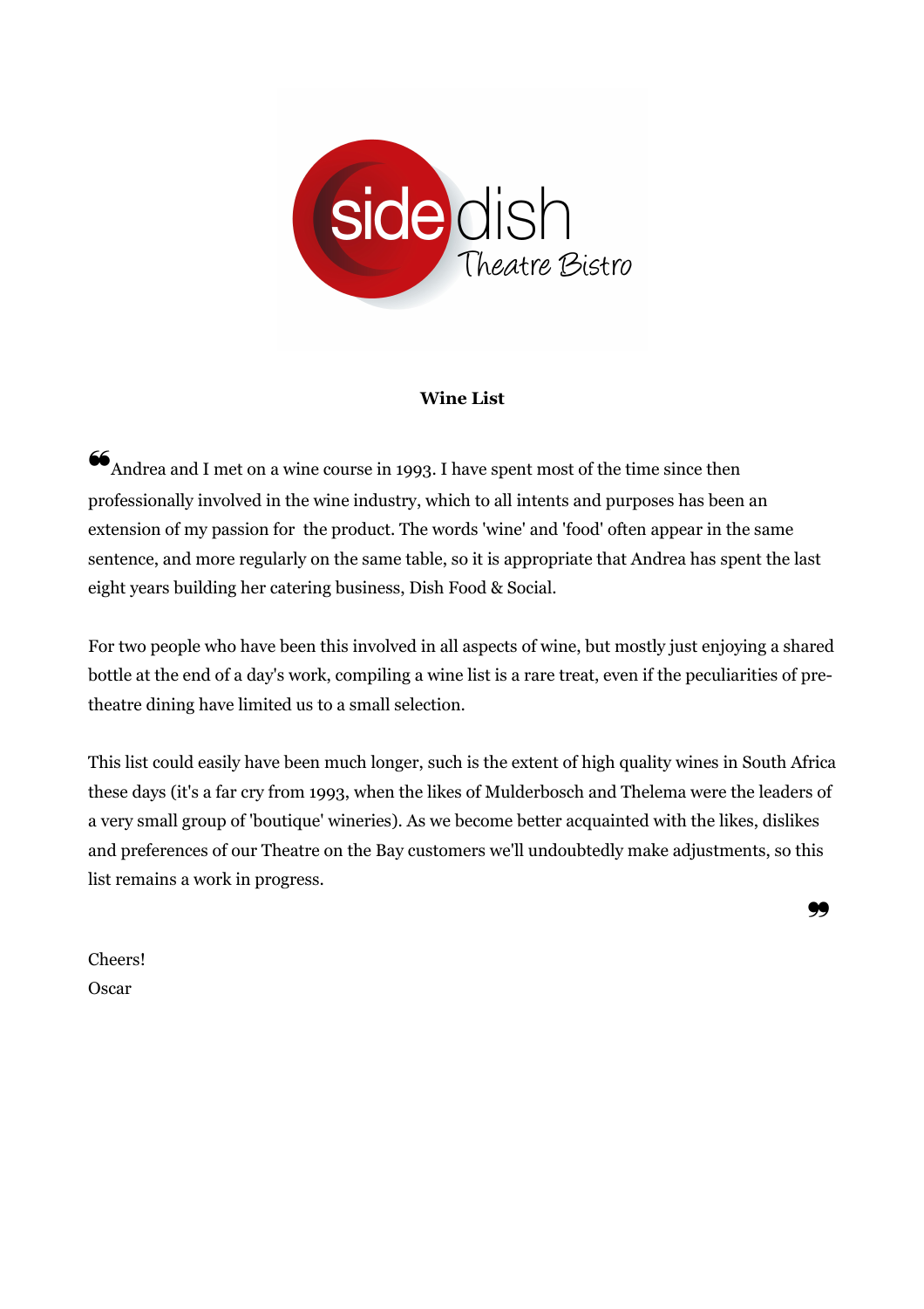side dish
Theatre Bistro

**Wine List**

"Andrea and I met on a wine course in 1993. I have spent most of the time since then professionally involved in the wine industry, which to all intents and purposes has been an extension of my passion for the product. The words 'wine' and 'food' often appear in the same sentence, and more regularly on the same table, so it is appropriate that Andrea has spent the last eight years building her catering business, Dish Food & Social.

For two people who have been this involved in all aspects of wine, but mostly just enjoying a shared bottle at the end of a day's work, compiling a wine list is a rare treat, even if the peculiarities of pre-theatre dining have limited us to a small selection.

This list could easily have been much longer, such is the extent of high quality wines in South Africa these days (it's a far cry from 1993, when the likes of Mulderbosch and Thelema were the leaders of a very small group of 'boutique' wineries). As we become better acquainted with the likes, dislikes and preferences of our Theatre on the Bay customers we'll undoubtedly make adjustments, so this list remains a work in progress."

Cheers!
Oscar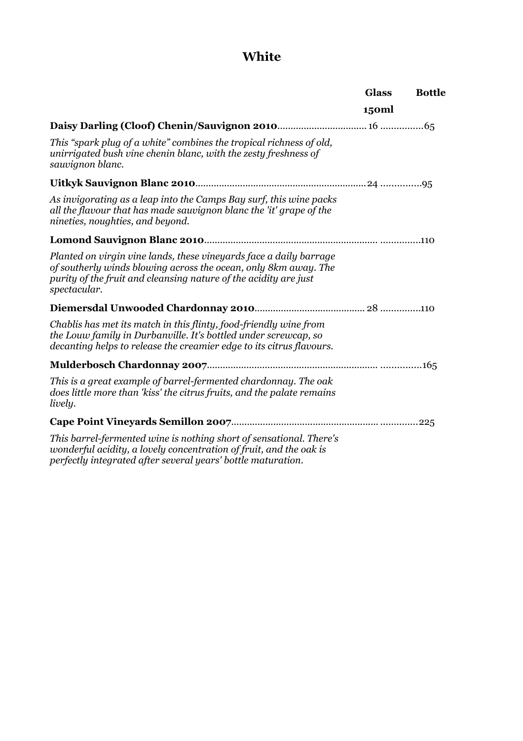# White

| | Glass 150ml | Bottle |
|---|---|---|
| **Daisy Darling (Cloof) Chenin/Sauvignon 2010** | 16 | 65 |
| *This "spark plug of a white" combines the tropical richness of old, unirrigated bush vine chenin blanc, with the zesty freshness of sauvignon blanc.* | | |
| **Uitkyk Sauvignon Blanc 2010** | 24 | 95 |
| *As invigorating as a leap into the Camps Bay surf, this wine packs all the flavour that has made sauvignon blanc the 'it' grape of the nineties, noughties, and beyond.* | | |
| **Lomond Sauvignon Blanc 2010** | | 110 |
| *Planted on virgin vine lands, these vineyards face a daily barrage of southerly winds blowing across the ocean, only 8km away. The purity of the fruit and cleansing nature of the acidity are just spectacular.* | | |
| **Diemersdal Unwooded Chardonnay 2010** | 28 | 110 |
| *Chablis has met its match in this flinty, food-friendly wine from the Louw family in Durbanville. It's bottled under screwcap, so decanting helps to release the creamier edge to its citrus flavours.* | | |
| **Mulderbosch Chardonnay 2007** | | 165 |
| *This is a great example of barrel-fermented chardonnay. The oak does little more than 'kiss' the citrus fruits, and the palate remains lively.* | | |
| **Cape Point Vineyards Semillon 2007** | | 225 |
| *This barrel-fermented wine is nothing short of sensational. There's wonderful acidity, a lovely concentration of fruit, and the oak is perfectly integrated after several years' bottle maturation.* | | |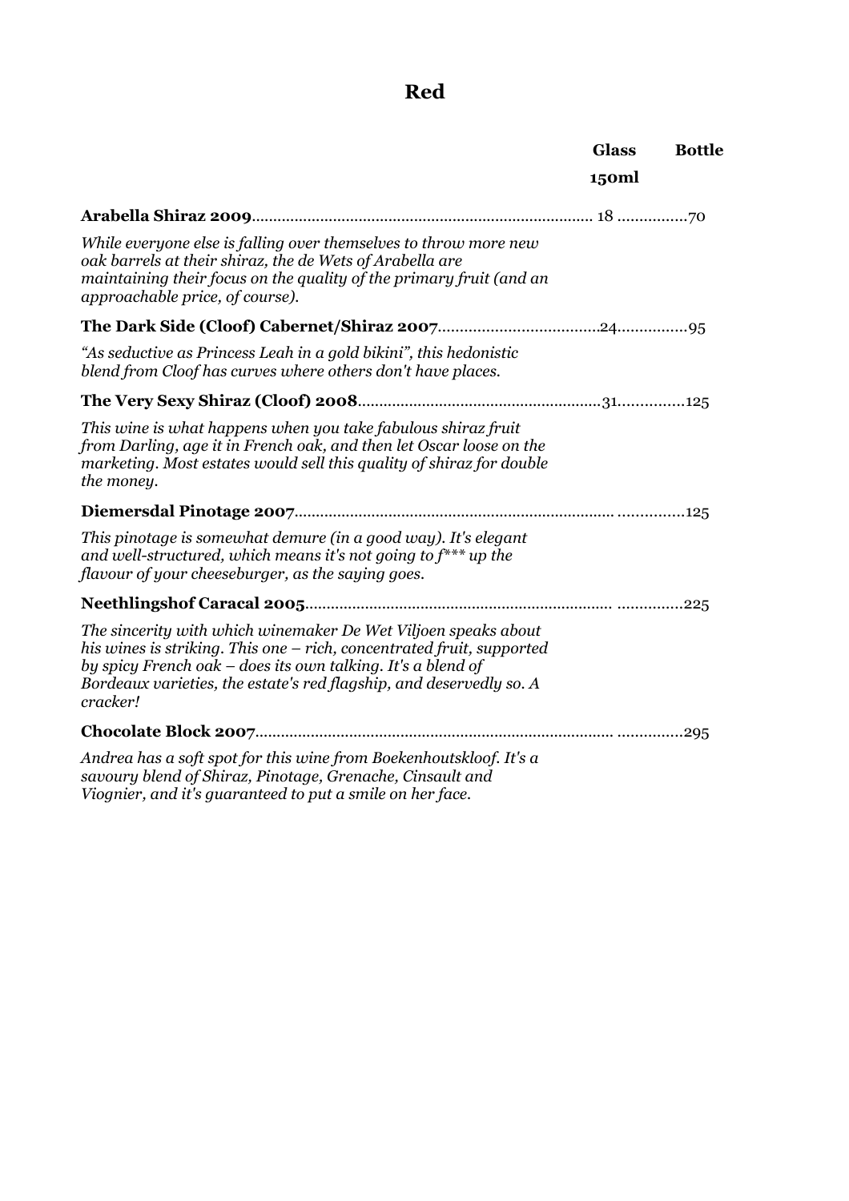# Red

| | Glass 150ml | Bottle |
|---|---|---|
| **Arabella Shiraz 2009** | 18 | 70 |
| *While everyone else is falling over themselves to throw more new oak barrels at their shiraz, the de Wets of Arabella are maintaining their focus on the quality of the primary fruit (and an approachable price, of course).* | | |
| **The Dark Side (Cloof) Cabernet/Shiraz 2007** | 24 | 95 |
| *"As seductive as Princess Leah in a gold bikini", this hedonistic blend from Cloof has curves where others don't have places.* | | |
| **The Very Sexy Shiraz (Cloof) 2008** | 31 | 125 |
| *This wine is what happens when you take fabulous shiraz fruit from Darling, age it in French oak, and then let Oscar loose on the marketing. Most estates would sell this quality of shiraz for double the money.* | | |
| **Diemersdal Pinotage 2007** | | 125 |
| *This pinotage is somewhat demure (in a good way). It's elegant and well-structured, which means it's not going to f*** up the flavour of your cheeseburger, as the saying goes.* | | |
| **Neethlingshof Caracal 2005** | | 225 |
| *The sincerity with which winemaker De Wet Viljoen speaks about his wines is striking. This one – rich, concentrated fruit, supported by spicy French oak – does its own talking. It's a blend of Bordeaux varieties, the estate's red flagship, and deservedly so. A cracker!* | | |
| **Chocolate Block 2007** | | 295 |
| *Andrea has a soft spot for this wine from Boekenhoutskloof. It's a savoury blend of Shiraz, Pinotage, Grenache, Cinsault and Viognier, and it's guaranteed to put a smile on her face.* | | |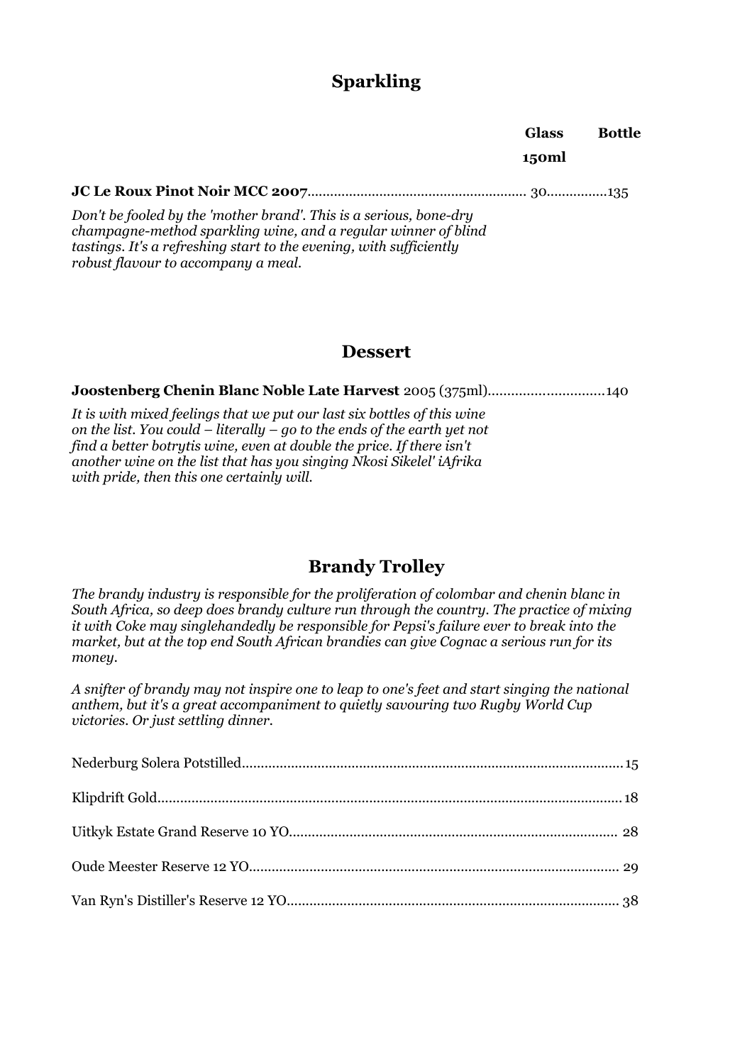## Sparkling

| | Glass 150ml | Bottle |
|---|---|---|
| **JC Le Roux Pinot Noir MCC 2007** | 30 | 135 |

*Don't be fooled by the 'mother brand'. This is a serious, bone-dry champagne-method sparkling wine, and a regular winner of blind tastings. It's a refreshing start to the evening, with sufficiently robust flavour to accompany a meal.*

## Dessert

**Joostenberg Chenin Blanc Noble Late Harvest** 2005 (375ml)..............................140

*It is with mixed feelings that we put our last six bottles of this wine on the list. You could – literally – go to the ends of the earth yet not find a better botrytis wine, even at double the price. If there isn't another wine on the list that has you singing Nkosi Sikelel' iAfrika with pride, then this one certainly will.*

## Brandy Trolley

*The brandy industry is responsible for the proliferation of colombar and chenin blanc in South Africa, so deep does brandy culture run through the country. The practice of mixing it with Coke may singlehandedly be responsible for Pepsi's failure ever to break into the market, but at the top end South African brandies can give Cognac a serious run for its money.*

*A snifter of brandy may not inspire one to leap to one's feet and start singing the national anthem, but it's a great accompaniment to quietly savouring two Rugby World Cup victories. Or just settling dinner.*

| | |
|---|---|
| Nederburg Solera Potstilled | 15 |
| Klipdrift Gold | 18 |
| Uitkyk Estate Grand Reserve 10 YO | 28 |
| Oude Meester Reserve 12 YO | 29 |
| Van Ryn's Distiller's Reserve 12 YO | 38 |